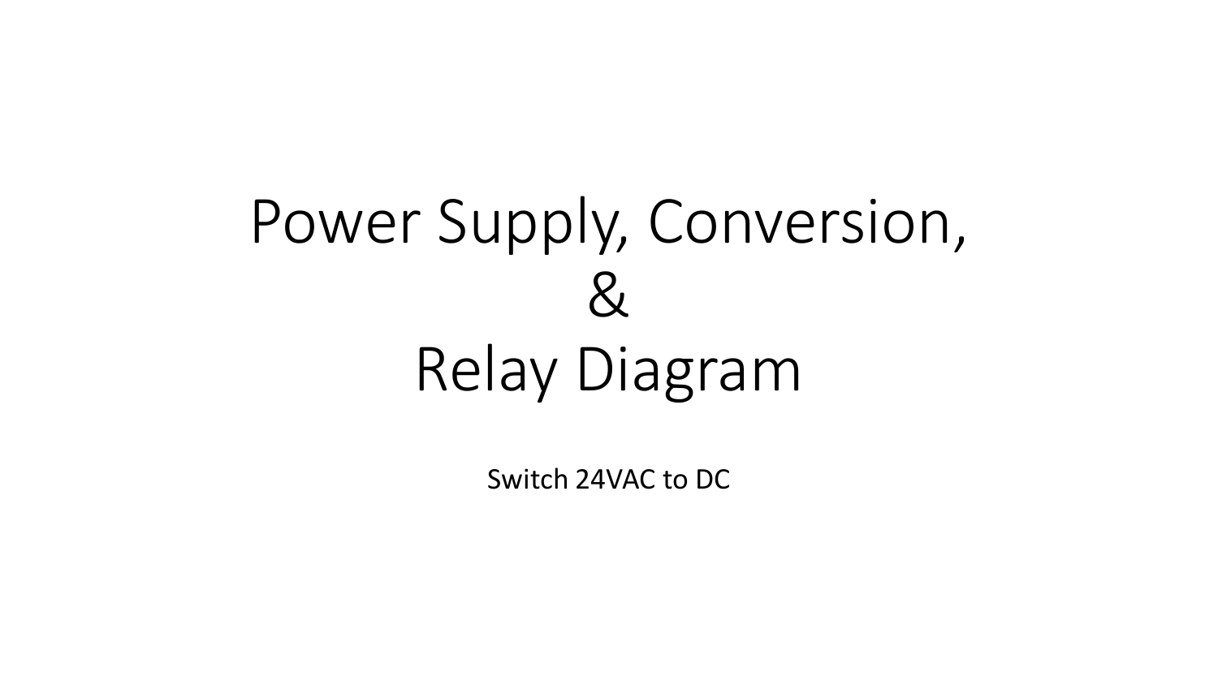# Power Supply, Conversion, & Relay Diagram

Switch 24VAC to DC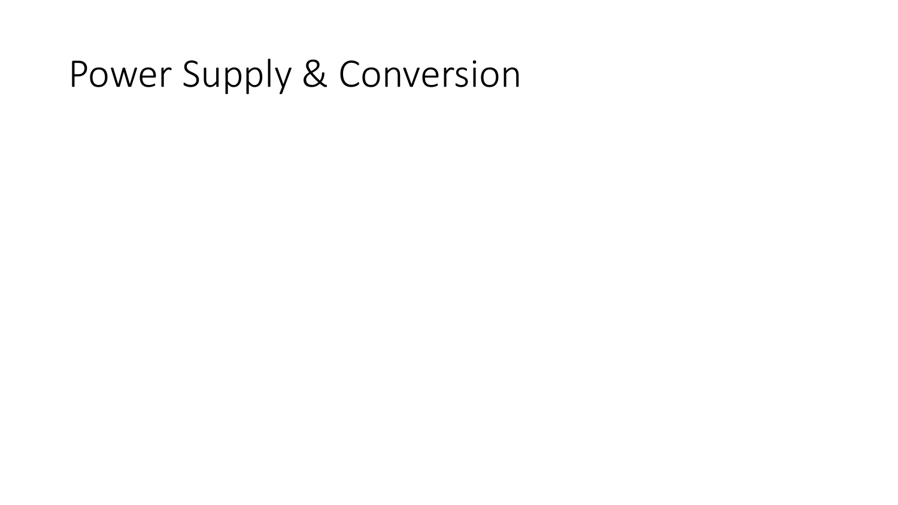# Power Supply & Conversion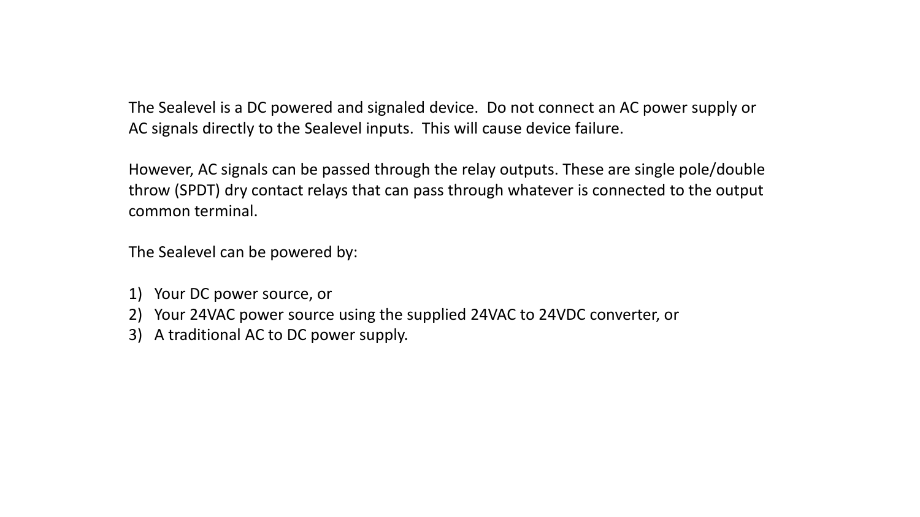The Sealevel is a DC powered and signaled device.  Do not connect an AC power supply or AC signals directly to the Sealevel inputs.  This will cause device failure.

However, AC signals can be passed through the relay outputs. These are single pole/double throw (SPDT) dry contact relays that can pass through whatever is connected to the output common terminal.

The Sealevel can be powered by:

1) Your DC power source, or
2) Your 24VAC power source using the supplied 24VAC to 24VDC converter, or
3) A traditional AC to DC power supply.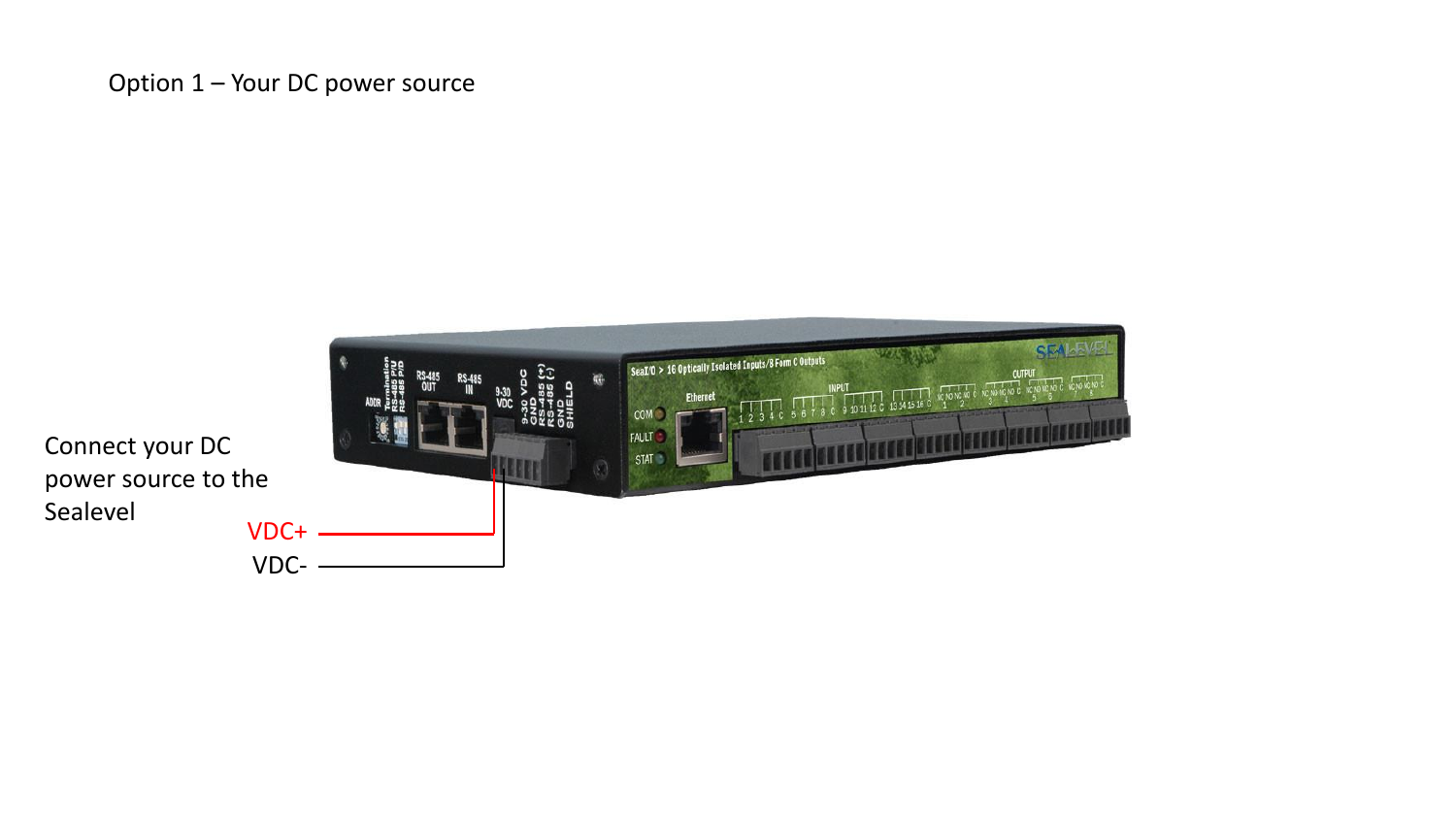Option 1 – Your DC power source

Connect your DC power source to the Sealevel

VDC+

VDC-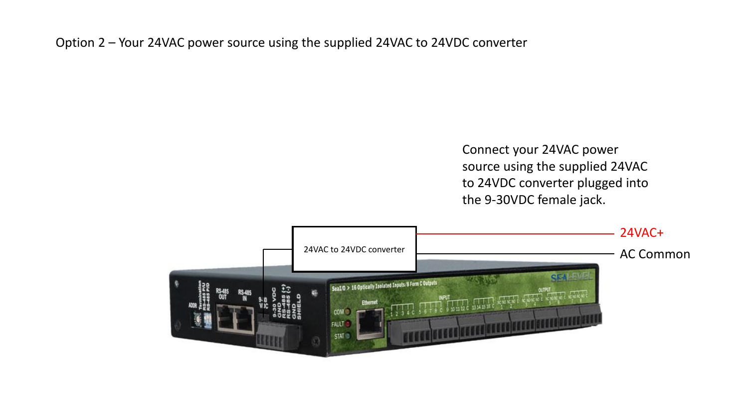Option 2 – Your 24VAC power source using the supplied 24VAC to 24VDC converter

Connect your 24VAC power source using the supplied 24VAC to 24VDC converter plugged into the 9-30VDC female jack.

24VAC to 24VDC converter

24VAC+

AC Common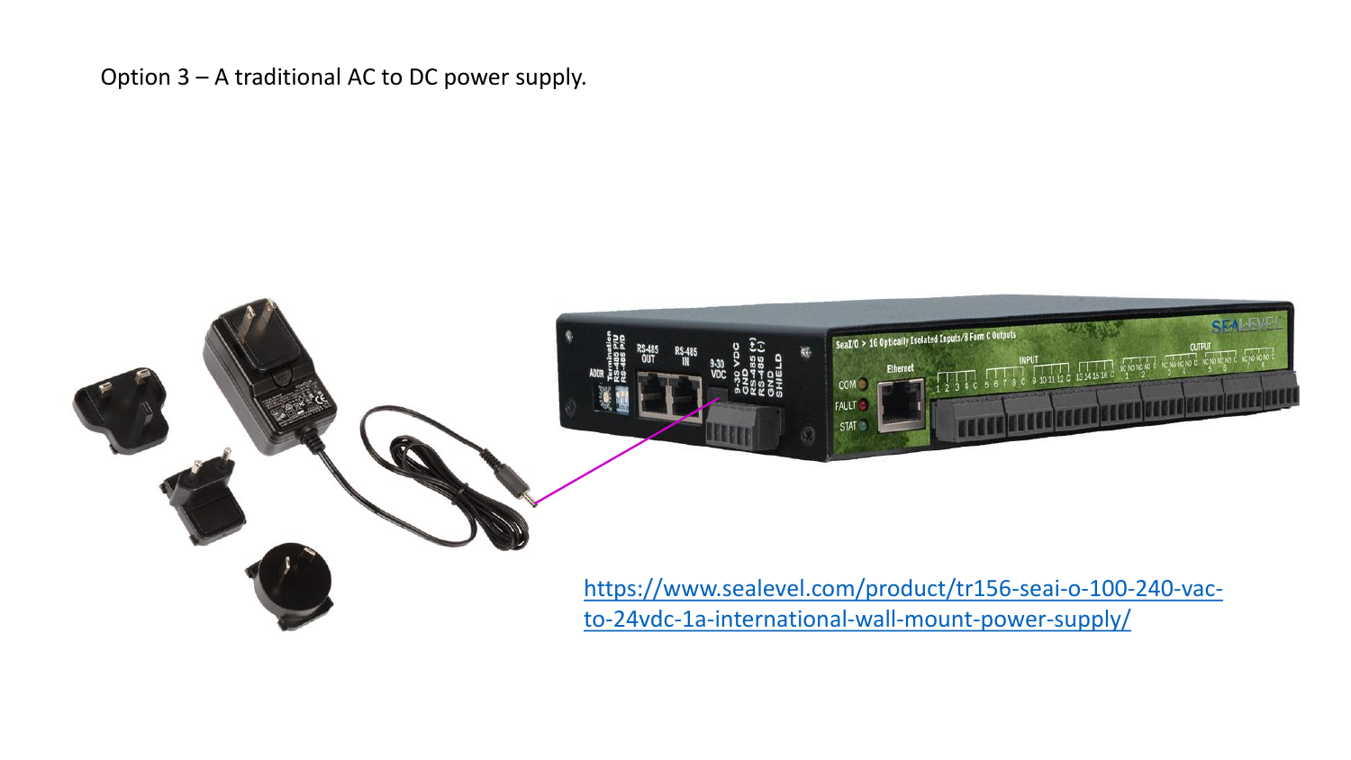Option 3 – A traditional AC to DC power supply.

[https://www.sealevel.com/product/tr156-seai-o-100-240-vac-to-24vdc-1a-international-wall-mount-power-supply/](https://www.sealevel.com/product/tr156-seai-o-100-240-vac-to-24vdc-1a-international-wall-mount-power-supply/)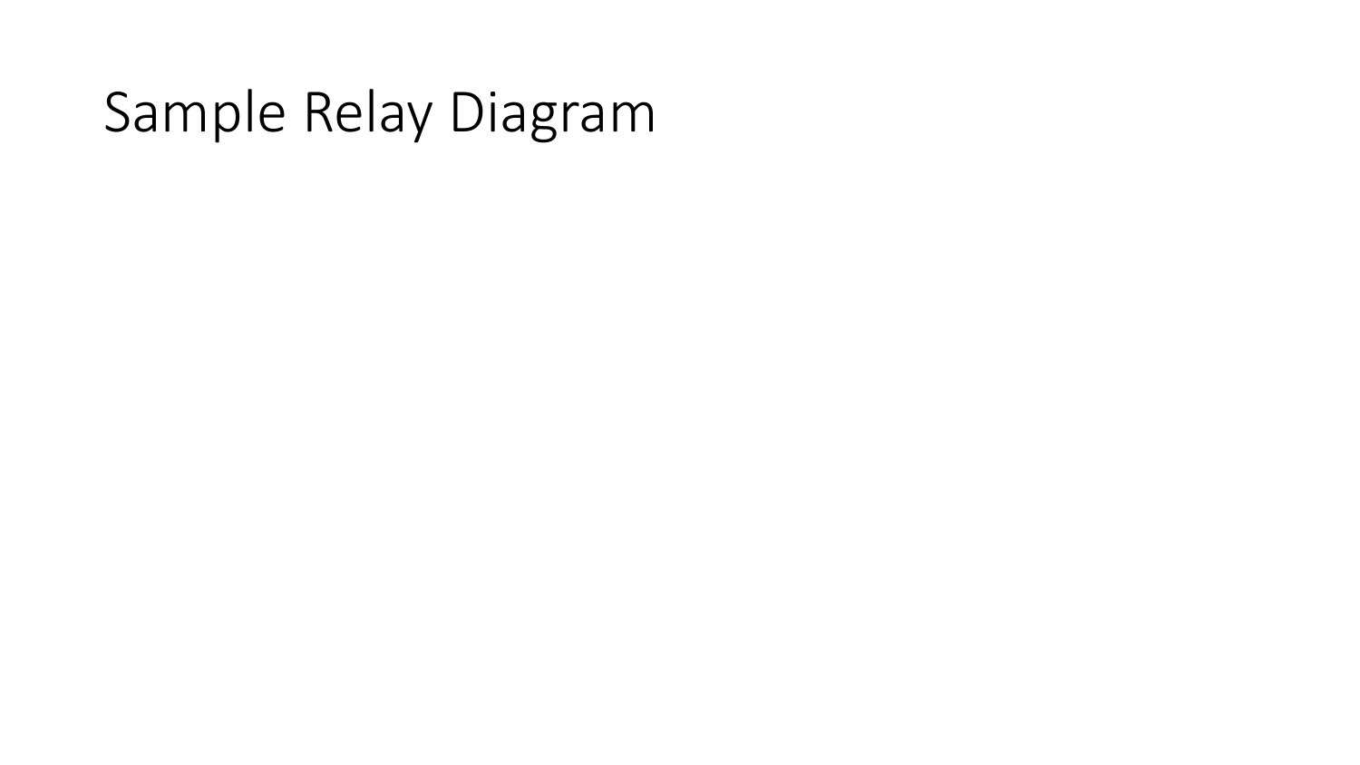# Sample Relay Diagram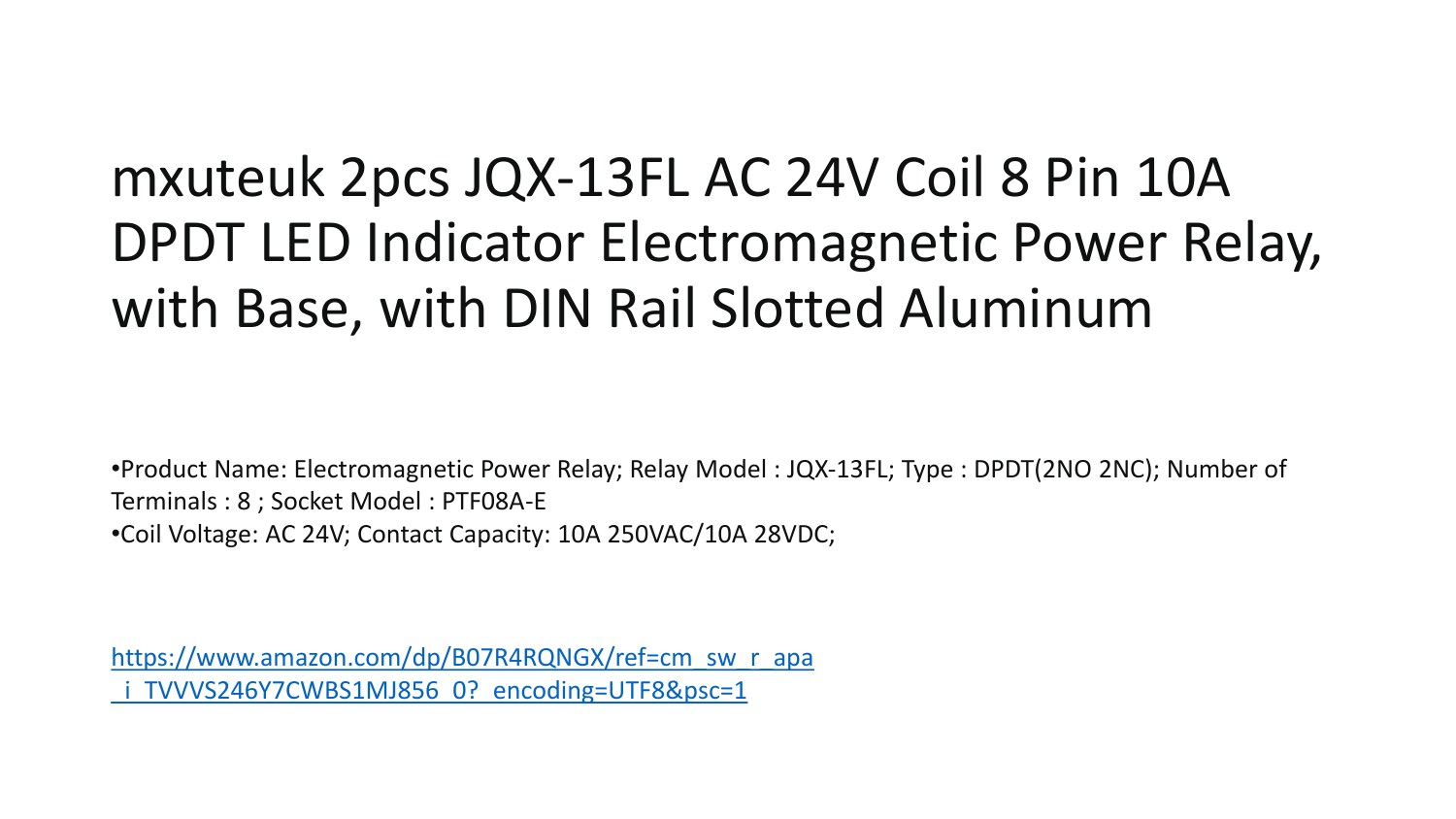# mxuteuk 2pcs JQX-13FL AC 24V Coil 8 Pin 10A DPDT LED Indicator Electromagnetic Power Relay, with Base, with DIN Rail Slotted Aluminum

- Product Name: Electromagnetic Power Relay; Relay Model : JQX-13FL; Type : DPDT(2NO 2NC); Number of Terminals : 8 ; Socket Model : PTF08A-E
- Coil Voltage: AC 24V; Contact Capacity: 10A 250VAC/10A 28VDC;

https://www.amazon.com/dp/B07R4RQNGX/ref=cm_sw_r_apa_i_TVVVS246Y7CWBS1MJ856_0?_encoding=UTF8&psc=1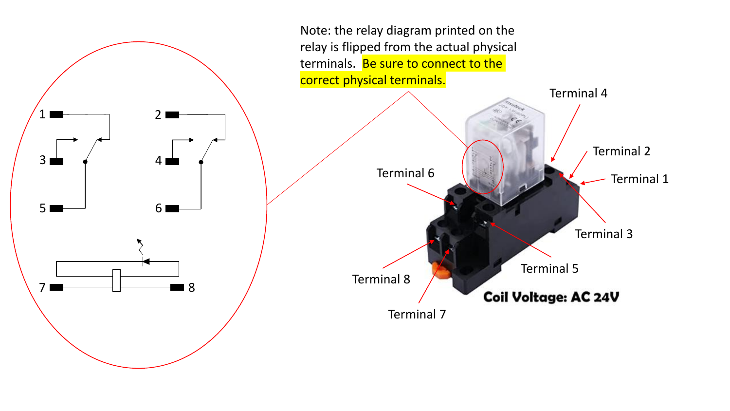Note: the relay diagram printed on the relay is flipped from the actual physical terminals. **Be sure to connect to the correct physical terminals.**

1 2

3 4

5 6

7 8

Terminal 4

Terminal 2

Terminal 1

Terminal 6

Terminal 3

Terminal 5

Terminal 8

Terminal 7

**Coil Voltage: AC 24V**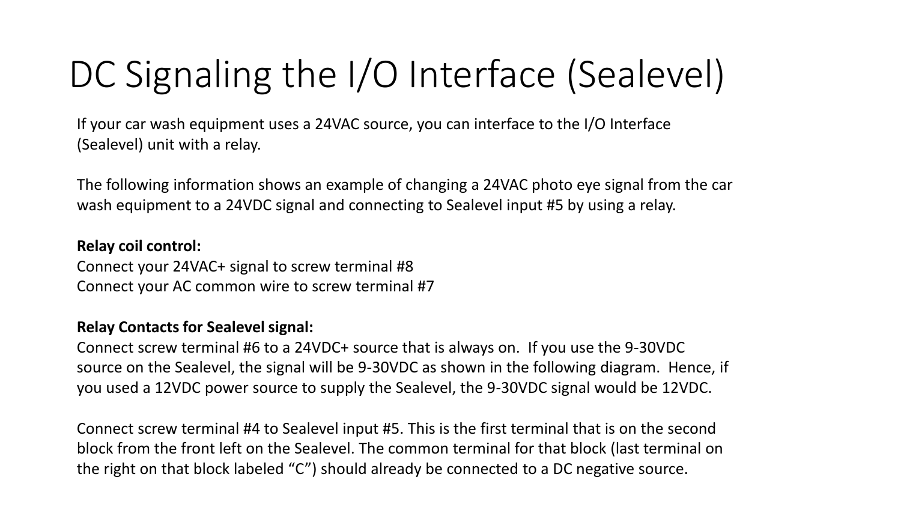# DC Signaling the I/O Interface (Sealevel)

If your car wash equipment uses a 24VAC source, you can interface to the I/O Interface (Sealevel) unit with a relay.

The following information shows an example of changing a 24VAC photo eye signal from the car wash equipment to a 24VDC signal and connecting to Sealevel input #5 by using a relay.

**Relay coil control:**
Connect your 24VAC+ signal to screw terminal #8
Connect your AC common wire to screw terminal #7

**Relay Contacts for Sealevel signal:**
Connect screw terminal #6 to a 24VDC+ source that is always on. If you use the 9-30VDC source on the Sealevel, the signal will be 9-30VDC as shown in the following diagram. Hence, if you used a 12VDC power source to supply the Sealevel, the 9-30VDC signal would be 12VDC.

Connect screw terminal #4 to Sealevel input #5. This is the first terminal that is on the second block from the front left on the Sealevel. The common terminal for that block (last terminal on the right on that block labeled "C") should already be connected to a DC negative source.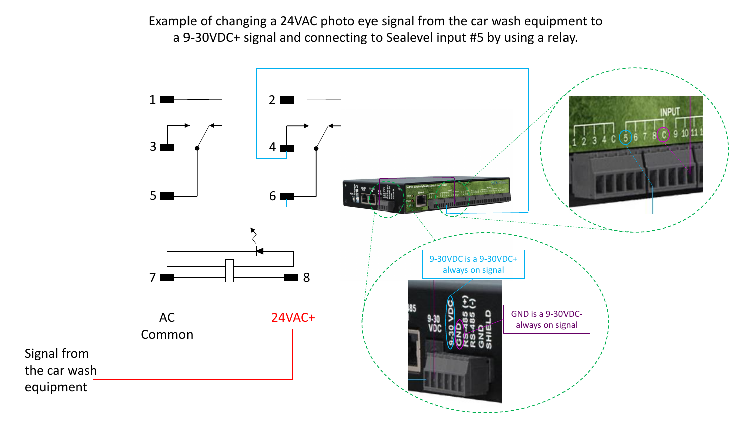Example of changing a 24VAC photo eye signal from the car wash equipment to a 9-30VDC+ signal and connecting to Sealevel input #5 by using a relay.

1

2

3

4

5

6

7

8

AC Common

24VAC+

Signal from the car wash equipment

9-30VDC is a 9-30VDC+ always on signal

GND is a 9-30VDC- always on signal

INPUT

1 2 3 4 C 5 6 7 8 C 9 10 11 1

9-30 VDC

9-30 VDC

GND

RS-485 (+)

RS-485 (-)

GND

SHIELD